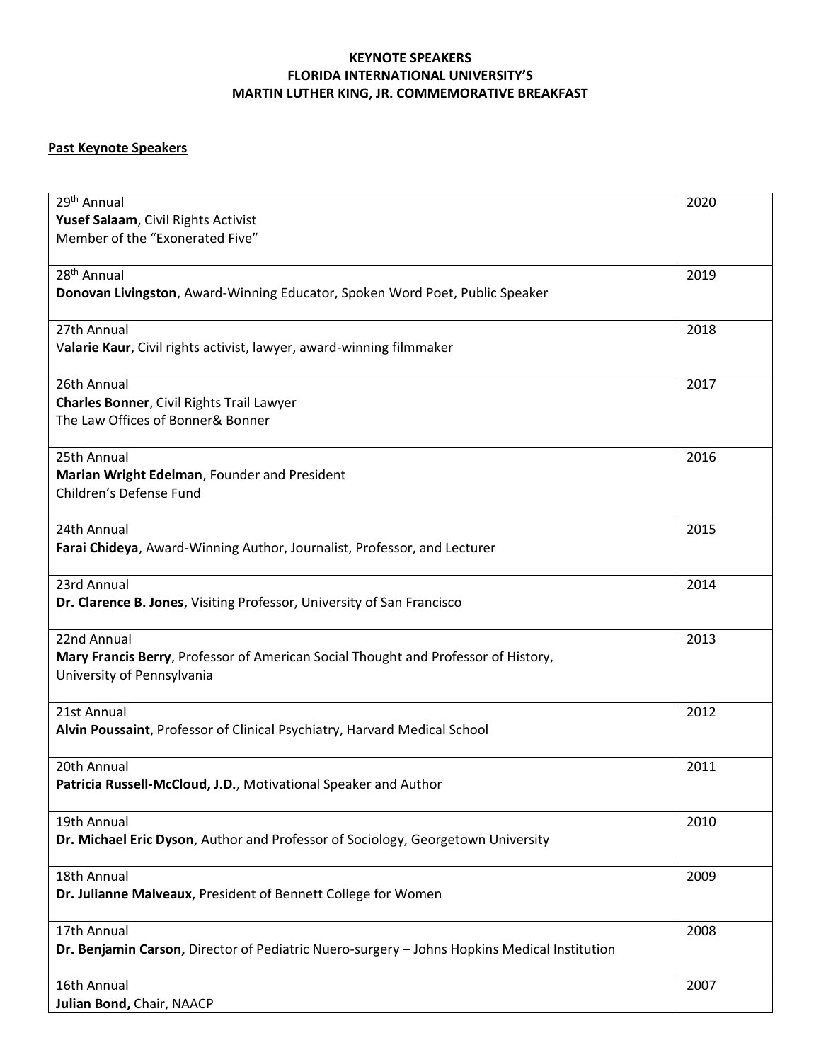**KEYNOTE SPEAKERS**
**FLORIDA INTERNATIONAL UNIVERSITY'S**
**MARTIN LUTHER KING, JR. COMMEMORATIVE BREAKFAST**

**Past Keynote Speakers**

| Speaker | Year |
|---|---|
| 29th Annual<br>**Yusef Salaam**, Civil Rights Activist<br>Member of the "Exonerated Five" | 2020 |
| 28th Annual<br>**Donovan Livingston**, Award-Winning Educator, Spoken Word Poet, Public Speaker | 2019 |
| 27th Annual<br>V**alarie Kaur**, Civil rights activist, lawyer, award-winning filmmaker | 2018 |
| 26th Annual<br>**Charles Bonner**, Civil Rights Trail Lawyer<br>The Law Offices of Bonner& Bonner | 2017 |
| 25th Annual<br>**Marian Wright Edelman**, Founder and President<br>Children's Defense Fund | 2016 |
| 24th Annual<br>**Farai Chideya**, Award-Winning Author, Journalist, Professor, and Lecturer | 2015 |
| 23rd Annual<br>**Dr. Clarence B. Jones**, Visiting Professor, University of San Francisco | 2014 |
| 22nd Annual<br>**Mary Francis Berry**, Professor of American Social Thought and Professor of History, University of Pennsylvania | 2013 |
| 21st Annual<br>**Alvin Poussaint**, Professor of Clinical Psychiatry, Harvard Medical School | 2012 |
| 20th Annual<br>**Patricia Russell-McCloud, J.D.**, Motivational Speaker and Author | 2011 |
| 19th Annual<br>**Dr. Michael Eric Dyson**, Author and Professor of Sociology, Georgetown University | 2010 |
| 18th Annual<br>**Dr. Julianne Malveaux**, President of Bennett College for Women | 2009 |
| 17th Annual<br>**Dr. Benjamin Carson,** Director of Pediatric Nuero-surgery – Johns Hopkins Medical Institution | 2008 |
| 16th Annual<br>**Julian Bond,** Chair, NAACP | 2007 |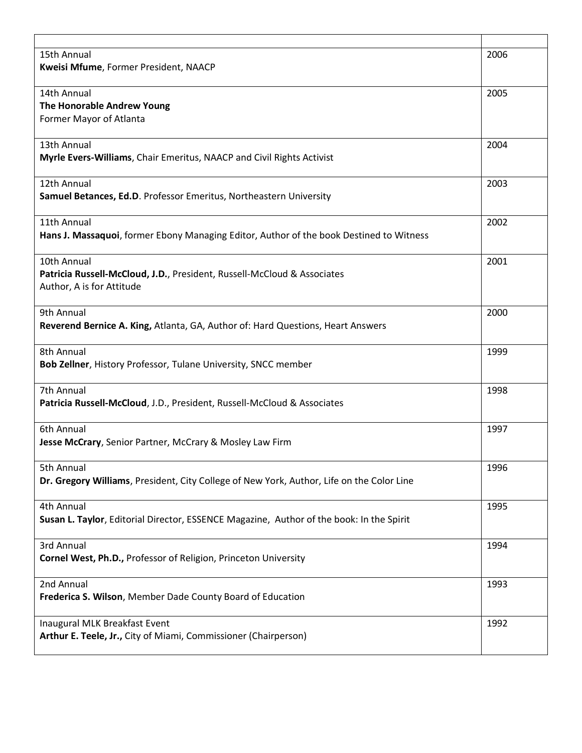| | |
|---|---|
| 15th Annual<br>**Kweisi Mfume**, Former President, NAACP | 2006 |
| 14th Annual<br>**The Honorable Andrew Young**<br>Former Mayor of Atlanta | 2005 |
| 13th Annual<br>**Myrle Evers-Williams**, Chair Emeritus, NAACP and Civil Rights Activist | 2004 |
| 12th Annual<br>**Samuel Betances, Ed.D**. Professor Emeritus, Northeastern University | 2003 |
| 11th Annual<br>**Hans J. Massaquoi**, former Ebony Managing Editor, Author of the book Destined to Witness | 2002 |
| 10th Annual<br>**Patricia Russell-McCloud, J.D.**, President, Russell-McCloud & Associates<br>Author, A is for Attitude | 2001 |
| 9th Annual<br>**Reverend Bernice A. King,** Atlanta, GA, Author of: Hard Questions, Heart Answers | 2000 |
| 8th Annual<br>**Bob Zellner**, History Professor, Tulane University, SNCC member | 1999 |
| 7th Annual<br>**Patricia Russell-McCloud**, J.D., President, Russell-McCloud & Associates | 1998 |
| 6th Annual<br>**Jesse McCrary**, Senior Partner, McCrary & Mosley Law Firm | 1997 |
| 5th Annual<br>**Dr. Gregory Williams**, President, City College of New York, Author, Life on the Color Line | 1996 |
| 4th Annual<br>**Susan L. Taylor**, Editorial Director, ESSENCE Magazine, Author of the book: In the Spirit | 1995 |
| 3rd Annual<br>**Cornel West, Ph.D.,** Professor of Religion, Princeton University | 1994 |
| 2nd Annual<br>**Frederica S. Wilson**, Member Dade County Board of Education | 1993 |
| Inaugural MLK Breakfast Event<br>**Arthur E. Teele, Jr.,** City of Miami, Commissioner (Chairperson) | 1992 |